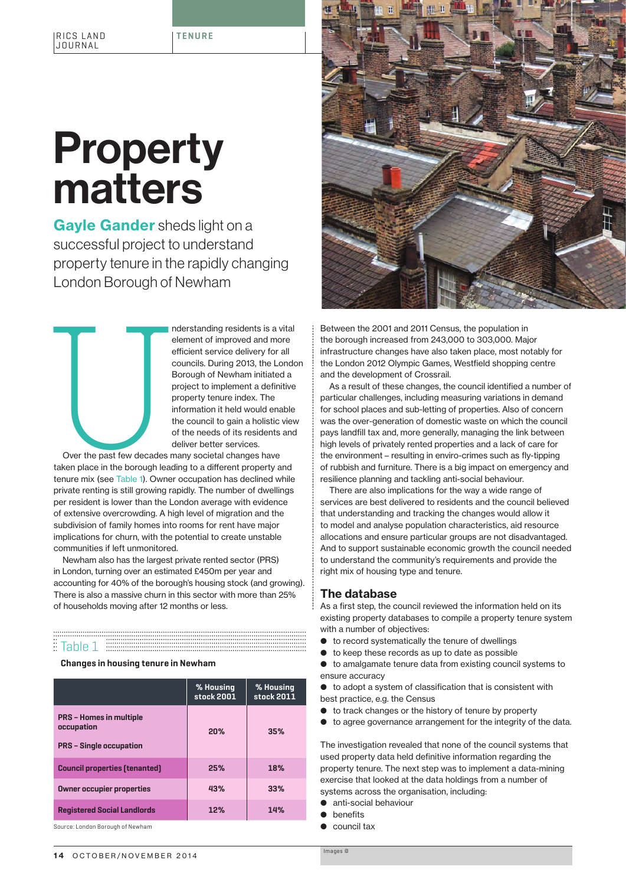# Property matters

**Gayle Gander** sheds light on a successful project to understand property tenure in the rapidly changing London Borough of Newham

Understanding residents is a vital element of improved and more efficient service delivery for all councils. During 2013, the London Borough of Newham initiated a project to implement a definitive property tenure index. The information it held would enable the council to gain a holistic view of the residents and deliver better services.

Over the past few decades many societal changes have taken place in the borough leading to a different property and tenure mix (see Table 1). Owner occupation has declined while private renting is still growing rapidly. The number of dwellings per resident is lower than the London average with evidence of extensive overcrowding. A high level of migration and the subdivision of family homes into rooms for rent have major implications for churn, with the potential to create unstable communities if left unmonitored.

Newham also has the largest private rented sector (PRS) in London, turning over an estimated £450m per year and accounting for 40% of the borough's housing stock (and growing). There is also a massive churn in this sector with more than 25% of households moving after 12 months or less.

Table 1

**Changes in housing tenure in Newham**

| | % Housing stock 2001 | % Housing stock 2011 |
|---|---|---|
| PRS – Homes in multiple occupation<br>PRS – Single occupation | 20% | 35% |
| Council properties (tenanted) | 25% | 18% |
| Owner occupier properties | 43% | 33% |
| Registered Social Landlords | 12% | 14% |

Source: London Borough of Newham

Between the 2001 and 2011 Census, the population in the borough increased from 243,000 to 303,000. Major infrastructure changes have also taken place, most notably for the London 2012 Olympic Games, Westfield shopping centre and the development of Crossrail.

As a result of these changes, the council identified a number of particular challenges, including measuring variations in demand for school places and sub-letting of properties. Also of concern was the over-generation of domestic waste on which the council pays landfill tax and, more generally, managing the link between high levels of privately rented properties and a lack of care for the environment – resulting in enviro-crimes such as fly-tipping of rubbish and furniture. There is a big impact on emergency and resilience planning and tackling anti-social behaviour.

There are also implications for the way a wide range of services are best delivered to residents and the council believed that understanding and tracking the changes would allow it to model and analyse population characteristics, aid resource allocations and ensure particular groups are not disadvantaged. And to support sustainable economic growth the council needed to understand the community's requirements and provide the right mix of housing type and tenure.

## The database

As a first step, the council reviewed the information held on its existing property databases to compile a property tenure system with a number of objectives:

- to record systematically the tenure of dwellings
- to keep these records as up to date as possible
- to amalgamate tenure data from existing council systems to ensure accuracy
- to adopt a system of classification that is consistent with best practice, e.g. the Census
- to track changes or the history of tenure by property
- to agree governance arrangement for the integrity of the data.

The investigation revealed that none of the council systems that used property data held definitive information regarding the property tenure. The next step was to implement a data-mining exercise that looked at the data holdings from a number of systems across the organisation, including:

- anti-social behaviour
- benefits
- council tax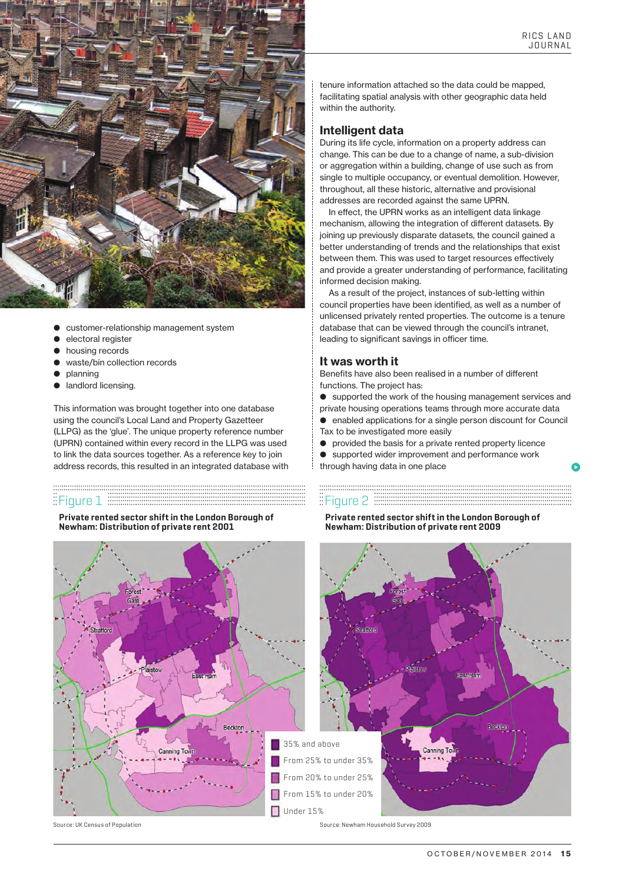- customer-relationship management system
- electoral register
- housing records
- waste/bin collection records
- planning
- landlord licensing.

This information was brought together into one database using the council's Local Land and Property Gazetteer (LLPG) as the 'glue'. The unique property reference number (UPRN) contained within every record in the LLPG was used to link the data sources together. As a reference key to join address records, this resulted in an integrated database with tenure information attached so the data could be mapped, facilitating spatial analysis with other geographic data held within the authority.

## Intelligent data

During its life cycle, information on a property address can change. This can be due to a change of name, a sub-division or aggregation within a building, change of use such as from single to multiple occupancy, or eventual demolition. However, throughout, all these historic, alternative and provisional addresses are recorded against the same UPRN.

In effect, the UPRN works as an intelligent data linkage mechanism, allowing the integration of different datasets. By joining up previously disparate datasets, the council gained a better understanding of trends and the relationships that exist between them. This was used to target resources effectively and provide a greater understanding of performance, facilitating informed decision making.

As a result of the project, instances of sub-letting within council properties have been identified, as well as a number of unlicensed privately rented properties. The outcome is a tenure database that can be viewed through the council's intranet, leading to significant savings in officer time.

## It was worth it

Benefits have also been realised in a number of different functions. The project has:

- supported the work of the housing management services and private housing operations teams through more accurate data
- enabled applications for a single person discount for Council Tax to be investigated more easily
- provided the basis for a private rented property licence
- supported wider improvement and performance work through having data in one place

Figure 1

**Private rented sector shift in the London Borough of Newham: Distribution of private rent 2001**

Source: UK Census of Population

Figure 2

**Private rented sector shift in the London Borough of Newham: Distribution of private rent 2009**

Source: Newham Household Survey 2009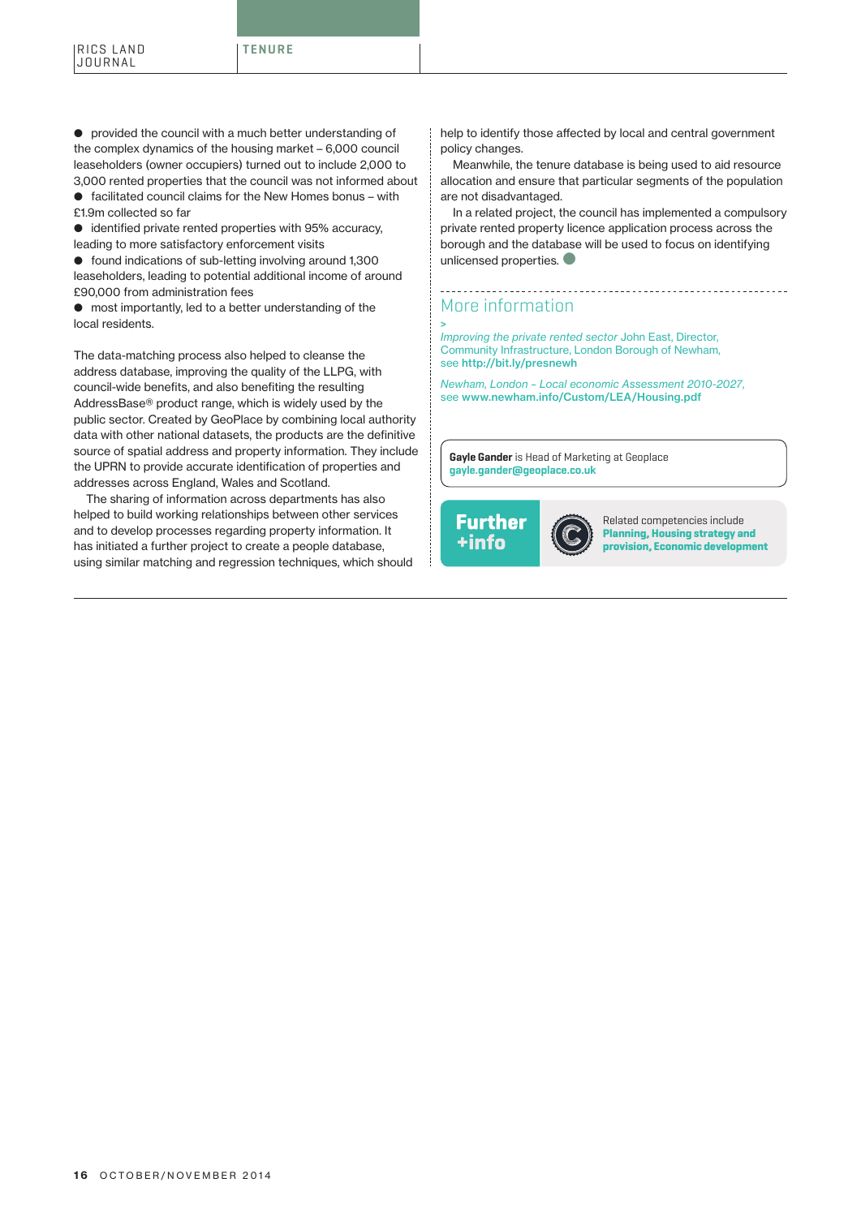- provided the council with a much better understanding of the complex dynamics of the housing market – 6,000 council leaseholders (owner occupiers) turned out to include 2,000 to 3,000 rented properties that the council was not informed about
- facilitated council claims for the New Homes bonus – with £1.9m collected so far
- identified private rented properties with 95% accuracy, leading to more satisfactory enforcement visits
- found indications of sub-letting involving around 1,300 leaseholders, leading to potential additional income of around £90,000 from administration fees
- most importantly, led to a better understanding of the local residents.

The data-matching process also helped to cleanse the address database, improving the quality of the LLPG, with council-wide benefits, and also benefiting the resulting AddressBase® product range, which is widely used by the public sector. Created by GeoPlace by combining local authority data with other national datasets, the products are the definitive source of spatial address and property information. They include the UPRN to provide accurate identification of properties and addresses across England, Wales and Scotland.

The sharing of information across departments has also helped to build working relationships between other services and to develop processes regarding property information. It has initiated a further project to create a people database, using similar matching and regression techniques, which should help to identify those affected by local and central government policy changes.

Meanwhile, the tenure database is being used to aid resource allocation and ensure that particular segments of the population are not disadvantaged.

In a related project, the council has implemented a compulsory private rented property licence application process across the borough and the database will be used to focus on identifying unlicensed properties.

## More information

> *Improving the private rented sector* John East, Director, Community Infrastructure, London Borough of Newham, see **http://bit.ly/presnewh**

*Newham, London – Local economic Assessment 2010-2027*, see **www.newham.info/Custom/LEA/Housing.pdf**

**Gayle Gander** is Head of Marketing at Geoplace
**gayle.gander@geoplace.co.uk**

**Further +info**

Related competencies include **Planning, Housing strategy and provision, Economic development**